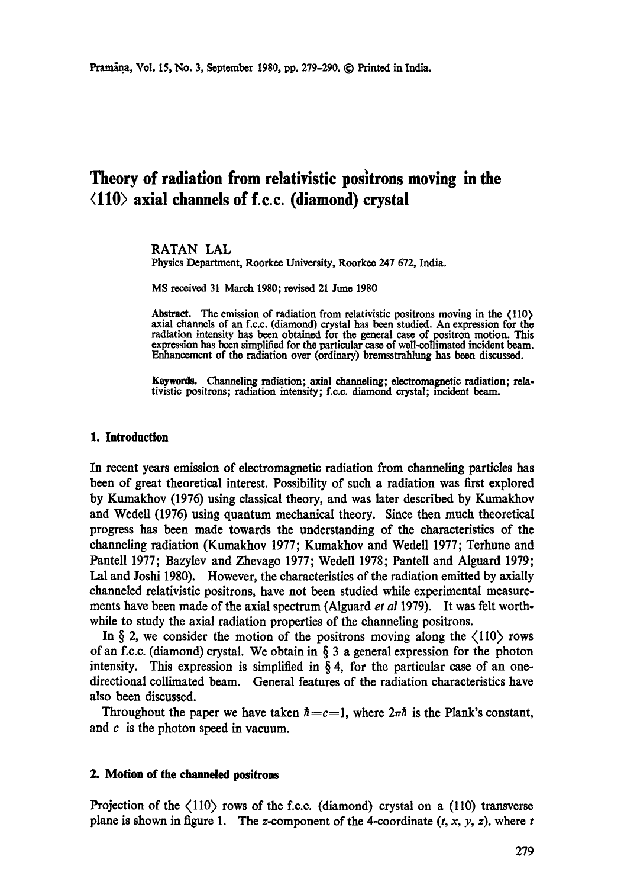# Theory of radiation from relativistic positrons moving in the ⟨110⟩ axial channels of f.c.c. (diamond) crystal

RATAN LAL
Physics Department, Roorkee University, Roorkee 247 672, India.

MS received 31 March 1980; revised 21 June 1980

**Abstract.** The emission of radiation from relativistic positrons moving in the ⟨110⟩ axial channels of an f.c.c. (diamond) crystal has been studied. An expression for the radiation intensity has been obtained for the general case of positron motion. This expression has been simplified for the particular case of well-collimated incident beam. Enhancement of the radiation over (ordinary) bremsstrahlung has been discussed.

**Keywords.** Channeling radiation; axial channeling; electromagnetic radiation; relativistic positrons; radiation intensity; f.c.c. diamond crystal; incident beam.

## 1. Introduction

In recent years emission of electromagnetic radiation from channeling particles has been of great theoretical interest. Possibility of such a radiation was first explored by Kumakhov (1976) using classical theory, and was later described by Kumakhov and Wedell (1976) using quantum mechanical theory. Since then much theoretical progress has been made towards the understanding of the characteristics of the channeling radiation (Kumakhov 1977; Kumakhov and Wedell 1977; Terhune and Pantell 1977; Bazylev and Zhevago 1977; Wedell 1978; Pantell and Alguard 1979; Lal and Joshi 1980). However, the characteristics of the radiation emitted by axially channeled relativistic positrons, have not been studied while experimental measurements have been made of the axial spectrum (Alguard *et al* 1979). It was felt worthwhile to study the axial radiation properties of the channeling positrons.

In § 2, we consider the motion of the positrons moving along the ⟨110⟩ rows of an f.c.c. (diamond) crystal. We obtain in § 3 a general expression for the photon intensity. This expression is simplified in § 4, for the particular case of an one-directional collimated beam. General features of the radiation characteristics have also been discussed.

Throughout the paper we have taken $\hbar = c = 1$, where $2\pi\hbar$ is the Plank's constant, and $c$ is the photon speed in vacuum.

## 2. Motion of the channeled positrons

Projection of the ⟨110⟩ rows of the f.c.c. (diamond) crystal on a (110) transverse plane is shown in figure 1. The $z$-component of the 4-coordinate $(t, x, y, z)$, where $t$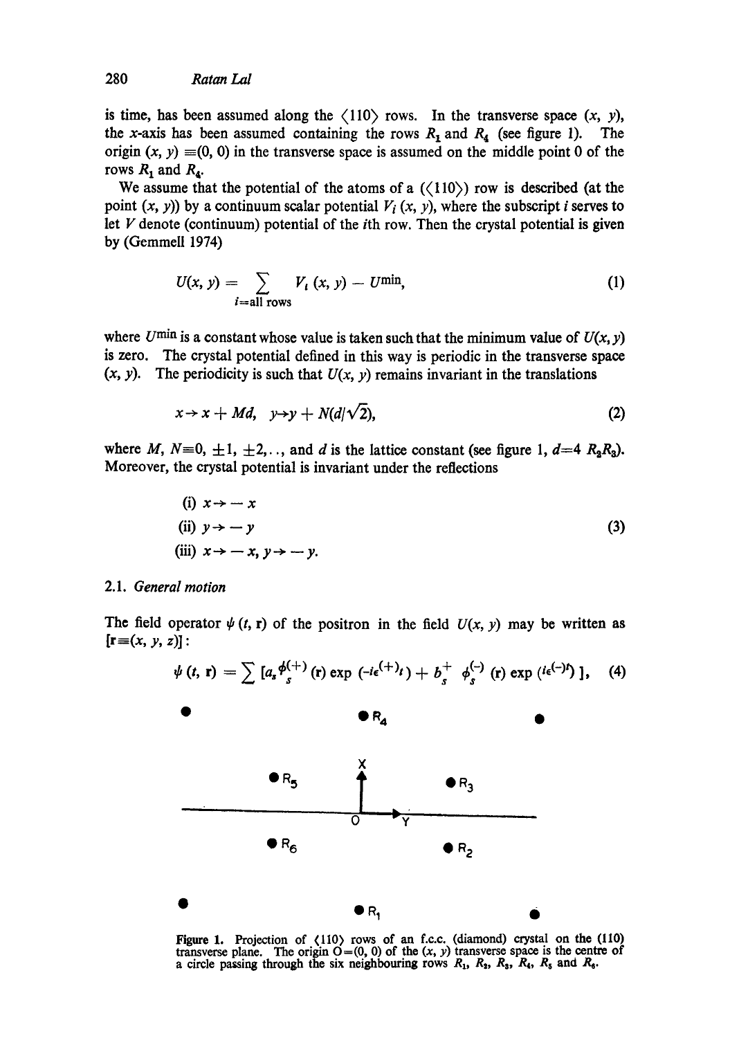is time, has been assumed along the $\langle 110 \rangle$ rows. In the transverse space $(x, y)$, the $x$-axis has been assumed containing the rows $R_1$ and $R_4$ (see figure 1). The origin $(x, y) \equiv (0, 0)$ in the transverse space is assumed on the middle point 0 of the rows $R_1$ and $R_4$.

We assume that the potential of the atoms of a ($\langle 110 \rangle$) row is described (at the point $(x, y)$) by a continuum scalar potential $V_i(x, y)$, where the subscript $i$ serves to let $V$ denote (continuum) potential of the $i$th row. Then the crystal potential is given by (Gemmell 1974)

$$U(x, y) = \sum_{i = \text{all rows}} V_i(x, y) - U^{\min}, \tag{1}$$

where $U^{\min}$ is a constant whose value is taken such that the minimum value of $U(x, y)$ is zero. The crystal potential defined in this way is periodic in the transverse space $(x, y)$. The periodicity is such that $U(x, y)$ remains invariant in the translations

$$x \to x + Md, \quad y \to y + N(d/\sqrt{2}), \tag{2}$$

where $M, N \equiv 0, \pm 1, \pm 2, \ldots$, and $d$ is the lattice constant (see figure 1, $d = 4\, R_2R_3$). Moreover, the crystal potential is invariant under the reflections

$$\begin{aligned} &\text{(i) } x \to -x \\ &\text{(ii) } y \to -y \\ &\text{(iii) } x \to -x, y \to -y. \end{aligned} \tag{3}$$

### 2.1. *General motion*

The field operator $\psi(t, \mathbf{r})$ of the positron in the field $U(x, y)$ may be written as $[\mathbf{r} \equiv (x, y, z)]$:

$$\psi(t, \mathbf{r}) = \sum [a_s \phi_s^{(+)}(\mathbf{r}) \exp(-i\epsilon^{(+)}t) + b_s^+ \phi_s^{(-)}(\mathbf{r}) \exp(i\epsilon^{(-)}t)], \tag{4}$$

Figure 1. Projection of $\langle 110 \rangle$ rows of an f.c.c. (diamond) crystal on the (110) transverse plane. The origin O=(0, 0) of the $(x, y)$ transverse space is the centre of a circle passing through the six neighbouring rows $R_1$, $R_2$, $R_3$, $R_4$, $R_5$ and $R_6$.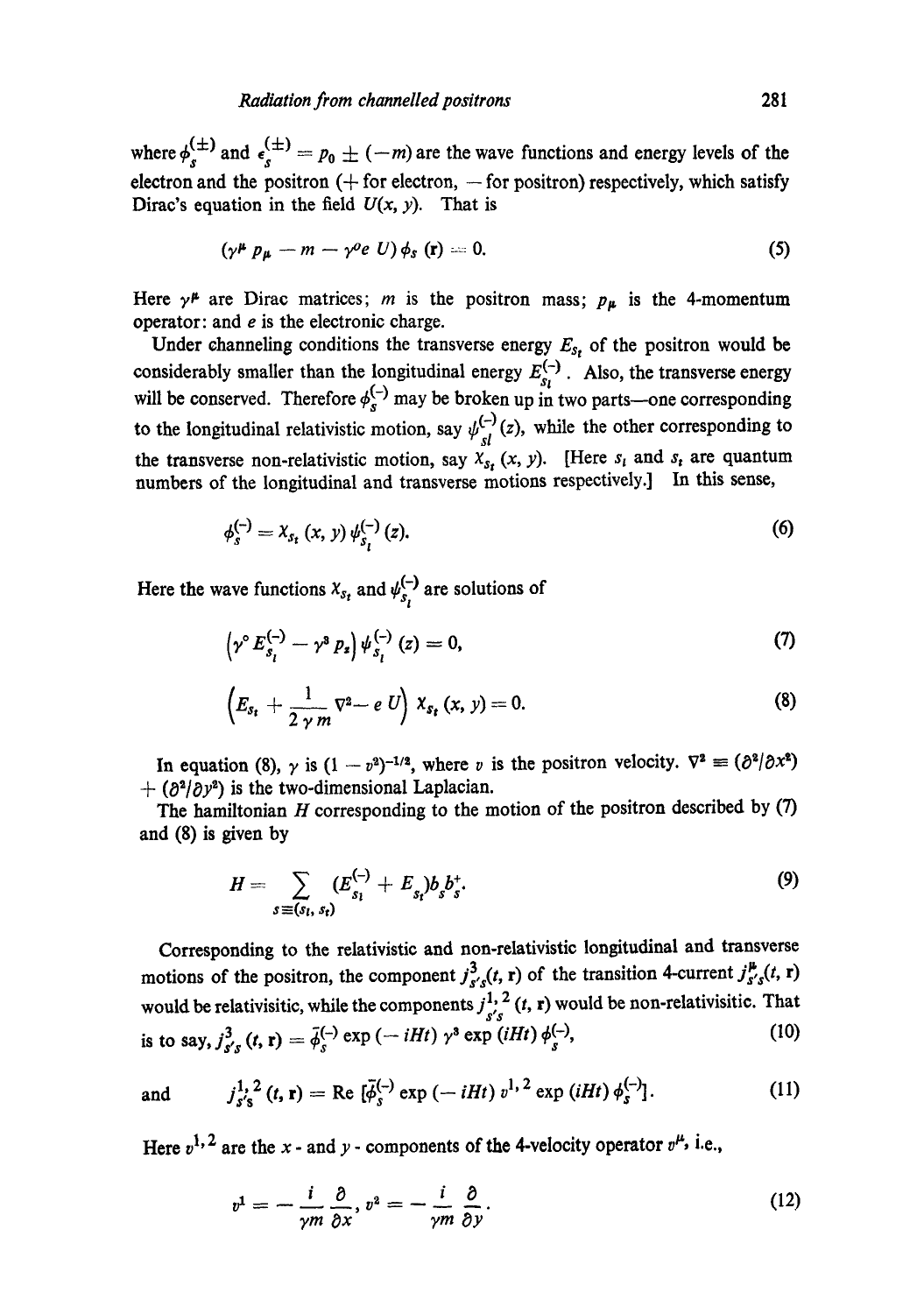where $\phi_s^{(\pm)}$ and $\epsilon_s^{(\pm)} = p_0 \pm (-m)$ are the wave functions and energy levels of the electron and the positron (+ for electron, − for positron) respectively, which satisfy Dirac's equation in the field $U(x, y)$. That is

$$(\gamma^\mu p_\mu - m - \gamma^0 e\, U)\, \phi_s\,(\mathbf{r}) = 0. \tag{5}$$

Here $\gamma^\mu$ are Dirac matrices; $m$ is the positron mass; $p_\mu$ is the 4-momentum operator: and $e$ is the electronic charge.

Under channeling conditions the transverse energy $E_{s_t}$ of the positron would be considerably smaller than the longitudinal energy $E_{s_l}^{(-)}$. Also, the transverse energy will be conserved. Therefore $\phi_s^{(-)}$ may be broken up in two parts—one corresponding to the longitudinal relativistic motion, say $\psi_{sl}^{(-)}(z)$, while the other corresponding to the transverse non-relativistic motion, say $\chi_{s_t}(x, y)$. [Here $s_l$ and $s_t$ are quantum numbers of the longitudinal and transverse motions respectively.] In this sense,

$$\phi_s^{(-)} = \chi_{s_t}(x, y)\, \psi_{s_l}^{(-)}(z). \tag{6}$$

Here the wave functions $\chi_{s_t}$ and $\psi_{s_l}^{(-)}$ are solutions of

$$\left(\gamma^0 E_{s_l}^{(-)} - \gamma^3 p_z\right) \psi_{s_l}^{(-)}(z) = 0, \tag{7}$$

$$\left(E_{s_t} + \frac{1}{2\,\gamma\, m}\nabla^2 - e\, U\right) \chi_{s_t}(x, y) = 0. \tag{8}$$

In equation (8), $\gamma$ is $(1 - v^2)^{-1/2}$, where $v$ is the positron velocity. $\nabla^2 \equiv (\partial^2/\partial x^2) + (\partial^2/\partial y^2)$ is the two-dimensional Laplacian.

The hamiltonian $H$ corresponding to the motion of the positron described by (7) and (8) is given by

$$H = \sum_{s \equiv (s_l,\, s_t)} (E_{s_l}^{(-)} + E_{s_t}) b_s b_s^+. \tag{9}$$

Corresponding to the relativistic and non-relativistic longitudinal and transverse motions of the positron, the component $j_{s's}^3(t, \mathbf{r})$ of the transition 4-current $j_{s's}^\mu(t, \mathbf{r})$ would be relativisitic, while the components $j_{s's}^{1,2}(t, \mathbf{r})$ would be non-relativisitic. That is to say,

$$j_{s's}^3(t, \mathbf{r}) = \bar{\phi}_s^{(-)} \exp(-iHt)\, \gamma^3 \exp(iHt)\, \phi_s^{(-)}, \tag{10}$$

and

$$j_{s's}^{1,2}(t, \mathbf{r}) = \mathrm{Re}\, [\bar{\phi}_s^{(-)} \exp(-iHt)\, v^{1,2} \exp(iHt)\, \phi_s^{(-)}]. \tag{11}$$

Here $v^{1,2}$ are the $x$- and $y$-components of the 4-velocity operator $v^\mu$, i.e.,

$$v^1 = -\frac{i}{\gamma m}\frac{\partial}{\partial x}, \quad v^2 = -\frac{i}{\gamma m}\frac{\partial}{\partial y}. \tag{12}$$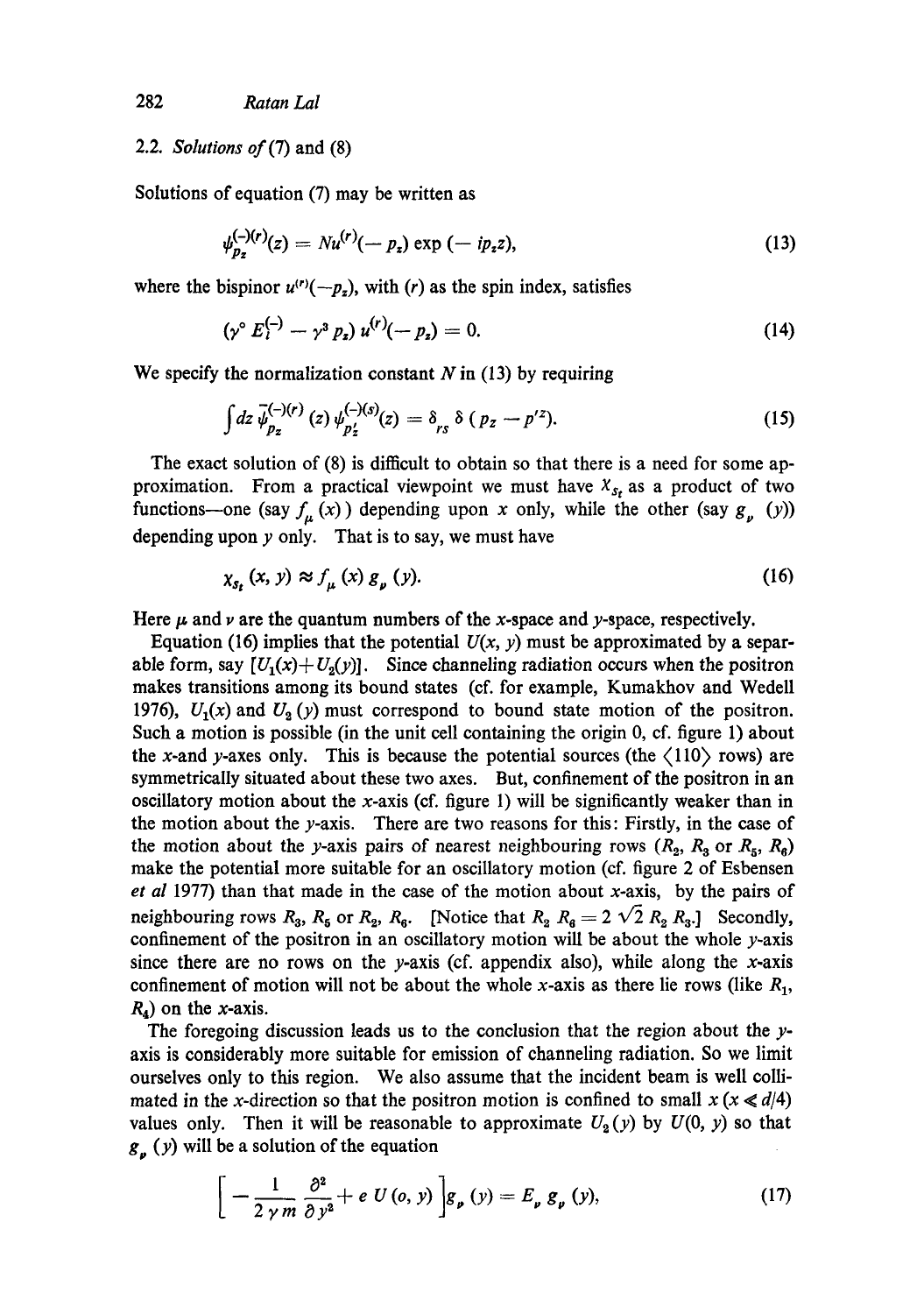## 2.2. *Solutions of* (7) and (8)

Solutions of equation (7) may be written as

$$\psi_{p_z}^{(-)(r)}(z) = N u^{(r)}(-p_z) \exp(-ip_z z), \tag{13}$$

where the bispinor $u^{(r)}(-p_z)$, with $(r)$ as the spin index, satisfies

$$(\gamma^0 E_l^{(-)} - \gamma^3 p_z)\, u^{(r)}(-p_z) = 0. \tag{14}$$

We specify the normalization constant $N$ in (13) by requiring

$$\int dz\, \bar{\psi}_{p_z}^{(-)(r)}(z)\, \psi_{p'_z}^{(-)(s)}(z) = \delta_{rs}\, \delta(p_z - p'^z). \tag{15}$$

The exact solution of (8) is difficult to obtain so that there is a need for some approximation. From a practical viewpoint we must have $\chi_{s_t}$ as a product of two functions—one (say $f_\mu(x)$) depending upon $x$ only, while the other (say $g_\nu(y)$) depending upon $y$ only. That is to say, we must have

$$\chi_{s_t}(x, y) \approx f_\mu(x)\, g_\nu(y). \tag{16}$$

Here $\mu$ and $\nu$ are the quantum numbers of the $x$-space and $y$-space, respectively.

Equation (16) implies that the potential $U(x, y)$ must be approximated by a separable form, say $[U_1(x)+U_2(y)]$. Since channeling radiation occurs when the positron makes transitions among its bound states (cf. for example, Kumakhov and Wedell 1976), $U_1(x)$ and $U_2(y)$ must correspond to bound state motion of the positron. Such a motion is possible (in the unit cell containing the origin 0, cf. figure 1) about the $x$-and $y$-axes only. This is because the potential sources (the $\langle 110 \rangle$ rows) are symmetrically situated about these two axes. But, confinement of the positron in an oscillatory motion about the $x$-axis (cf. figure 1) will be significantly weaker than in the motion about the $y$-axis. There are two reasons for this: Firstly, in the case of the motion about the $y$-axis pairs of nearest neighbouring rows ($R_2$, $R_3$ or $R_5$, $R_6$) make the potential more suitable for an oscillatory motion (cf. figure 2 of Esbensen *et al* 1977) than that made in the case of the motion about $x$-axis, by the pairs of neighbouring rows $R_3$, $R_5$ or $R_2$, $R_6$. [Notice that $R_2 R_6 = 2\sqrt{2}\, R_2 R_3$.] Secondly, confinement of the positron in an oscillatory motion will be about the whole $y$-axis since there are no rows on the $y$-axis (cf. appendix also), while along the $x$-axis confinement of motion will not be about the whole $x$-axis as there lie rows (like $R_1$, $R_4$) on the $x$-axis.

The foregoing discussion leads us to the conclusion that the region about the $y$-axis is considerably more suitable for emission of channeling radiation. So we limit ourselves only to this region. We also assume that the incident beam is well collimated in the $x$-direction so that the positron motion is confined to small $x$ ($x \ll d/4$) values only. Then it will be reasonable to approximate $U_2(y)$ by $U(0, y)$ so that $g_\nu(y)$ will be a solution of the equation

$$\left[ -\frac{1}{2\gamma m} \frac{\partial^2}{\partial y^2} + e\, U(o, y) \right] g_\nu(y) = E_\nu\, g_\nu(y), \tag{17}$$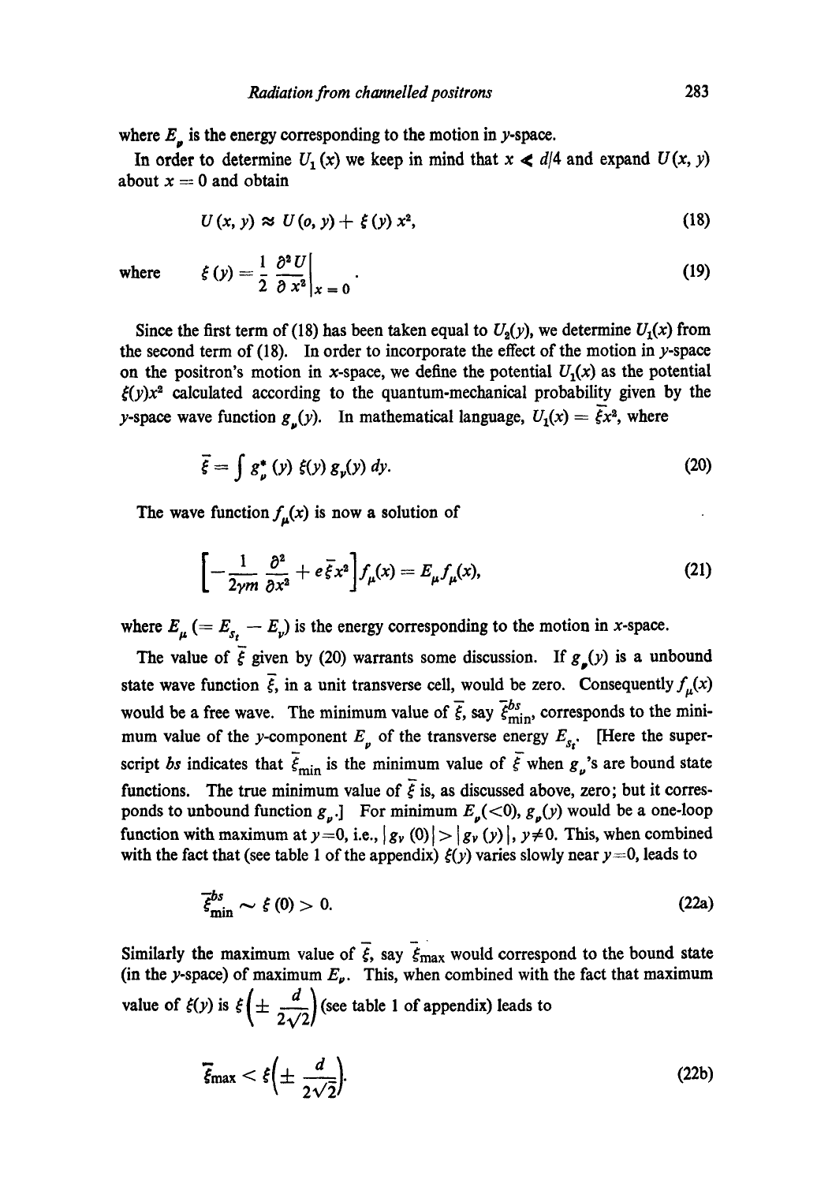where $E_\nu$ is the energy corresponding to the motion in $y$-space.

In order to determine $U_1(x)$ we keep in mind that $x \ll d/4$ and expand $U(x, y)$ about $x = 0$ and obtain

$$U(x, y) \approx U(o, y) + \xi(y)\, x^2, \tag{18}$$

where
$$\xi(y) = \frac{1}{2} \frac{\partial^2 U}{\partial x^2}\bigg|_{x=0}. \tag{19}$$

Since the first term of (18) has been taken equal to $U_2(y)$, we determine $U_1(x)$ from the second term of (18). In order to incorporate the effect of the motion in $y$-space on the positron's motion in $x$-space, we define the potential $U_1(x)$ as the potential $\xi(y)x^2$ calculated according to the quantum-mechanical probability given by the $y$-space wave function $g_\nu(y)$. In mathematical language, $U_1(x) = \bar{\xi}x^2$, where

$$\bar{\xi} = \int g_\nu^*(y)\, \xi(y)\, g_\nu(y)\, dy. \tag{20}$$

The wave function $f_\mu(x)$ is now a solution of

$$\left[-\frac{1}{2\gamma m}\frac{\partial^2}{\partial x^2} + e\bar{\xi}x^2\right] f_\mu(x) = E_\mu f_\mu(x), \tag{21}$$

where $E_\mu$ $(= E_{s_t} - E_\nu)$ is the energy corresponding to the motion in $x$-space.

The value of $\bar{\xi}$ given by (20) warrants some discussion. If $g_\nu(y)$ is a unbound state wave function $\bar{\xi}$, in a unit transverse cell, would be zero. Consequently $f_\mu(x)$ would be a free wave. The minimum value of $\bar{\xi}$, say $\bar{\xi}^{bs}_{\text{min}}$, corresponds to the minimum value of the $y$-component $E_\nu$ of the transverse energy $E_{s_t}$. [Here the superscript $bs$ indicates that $\bar{\xi}_{\text{min}}$ is the minimum value of $\bar{\xi}$ when $g_\nu$'s are bound state functions. The true minimum value of $\bar{\xi}$ is, as discussed above, zero; but it corresponds to unbound function $g_\nu$.] For minimum $E_\nu (<0)$, $g_\nu(y)$ would be a one-loop function with maximum at $y=0$, i.e., $|g_\nu(0)| > |g_\nu(y)|$, $y \neq 0$. This, when combined with the fact that (see table 1 of the appendix) $\xi(y)$ varies slowly near $y = 0$, leads to

$$\bar{\xi}^{bs}_{\text{min}} \sim \xi(0) > 0. \tag{22a}$$

Similarly the maximum value of $\bar{\xi}$, say $\bar{\xi}_{\text{max}}$ would correspond to the bound state (in the $y$-space) of maximum $E_\nu$. This, when combined with the fact that maximum value of $\xi(y)$ is $\xi\left(\pm \frac{d}{2\sqrt{2}}\right)$ (see table 1 of appendix) leads to

$$\bar{\xi}_{\text{max}} < \xi\left(\pm \frac{d}{2\sqrt{2}}\right). \tag{22b}$$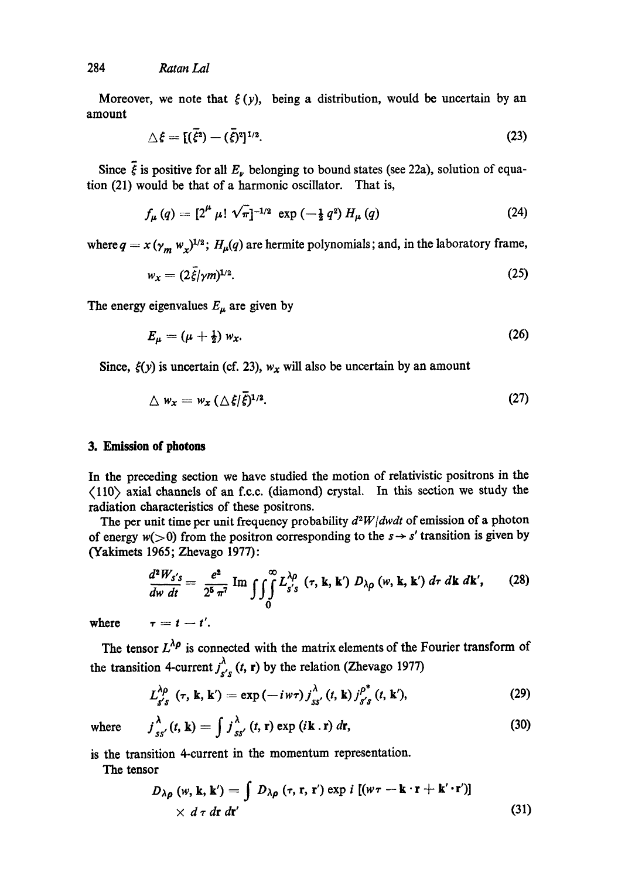Moreover, we note that $\xi(y)$, being a distribution, would be uncertain by an amount

$$\triangle \xi = [(\bar{\xi^2}) - (\bar{\xi})^2]^{1/2}. \tag{23}$$

Since $\bar{\xi}$ is positive for all $E_\nu$ belonging to bound states (see 22a), solution of equation (21) would be that of a harmonic oscillator. That is,

$$f_\mu(q) = [2^\mu \mu! \sqrt{\pi}]^{-1/2} \exp(-\tfrac{1}{2} q^2) H_\mu(q) \tag{24}$$

where $q = x(\gamma_m w_x)^{1/2}$; $H_\mu(q)$ are hermite polynomials; and, in the laboratory frame,

$$w_x = (2\bar{\xi}/\gamma m)^{1/2}. \tag{25}$$

The energy eigenvalues $E_\mu$ are given by

$$E_\mu = (\mu + \tfrac{1}{2}) w_x. \tag{26}$$

Since, $\xi(y)$ is uncertain (cf. 23), $w_x$ will also be uncertain by an amount

$$\triangle w_x = w_x (\triangle \xi / \bar{\xi})^{1/2}. \tag{27}$$

## 3. Emission of photons

In the preceding section we have studied the motion of relativistic positrons in the $\langle 110 \rangle$ axial channels of an f.c.c. (diamond) crystal. In this section we study the radiation characteristics of these positrons.

The per unit time per unit frequency probability $d^2W/dwdt$ of emission of a photon of energy $w(>0)$ from the positron corresponding to the $s \to s'$ transition is given by (Yakimets 1965; Zhevago 1977):

$$\frac{d^2 W_{s's}}{dw\, dt} = \frac{e^2}{2^5 \pi^7} \operatorname{Im} \int\int\int_0^\infty L_{s's}^{\lambda\rho}(\tau, \mathbf{k}, \mathbf{k}')\, D_{\lambda\rho}(w, \mathbf{k}, \mathbf{k}')\, d\tau\, d\mathbf{k}\, d\mathbf{k}', \tag{28}$$

where $\tau = t - t'$.

The tensor $L^{\lambda\rho}$ is connected with the matrix elements of the Fourier transform of the transition 4-current $j^{\lambda}_{s's}(t, \mathbf{r})$ by the relation (Zhevago 1977)

$$L_{s's}^{\lambda\rho}(\tau, \mathbf{k}, \mathbf{k}') = \exp(-iw\tau)\, j^{\lambda}_{ss'}(t, \mathbf{k})\, j^{\rho *}_{s's}(t, \mathbf{k}'), \tag{29}$$

where $$j^{\lambda}_{ss'}(t, \mathbf{k}) = \int j^{\lambda}_{ss'}(t, \mathbf{r}) \exp(i\mathbf{k} \cdot \mathbf{r})\, d\mathbf{r}, \tag{30}$$

is the transition 4-current in the momentum representation.

The tensor

$$D_{\lambda\rho}(w, \mathbf{k}, \mathbf{k}') = \int D_{\lambda\rho}(\tau, \mathbf{r}, \mathbf{r}') \exp i\,[(w\tau - \mathbf{k}\cdot\mathbf{r} + \mathbf{k}'\cdot\mathbf{r}')] \times d\tau\, d\mathbf{r}\, d\mathbf{r}' \tag{31}$$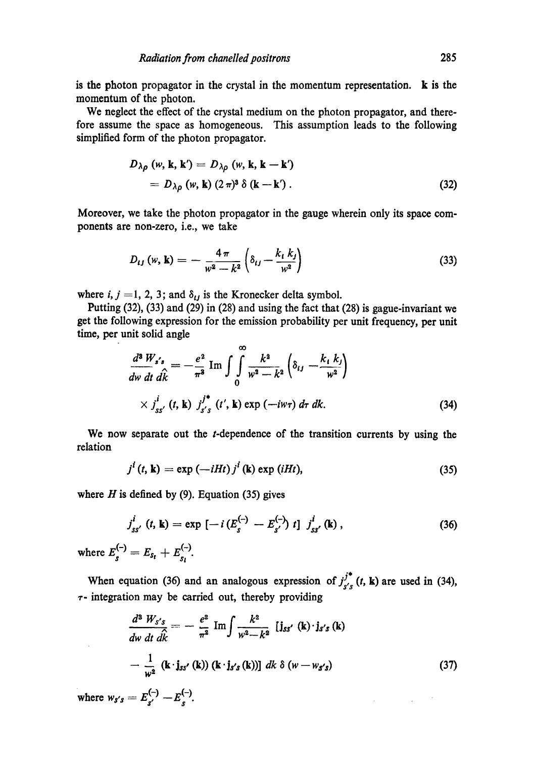is the photon propagator in the crystal in the momentum representation. **k** is the momentum of the photon.

We neglect the effect of the crystal medium on the photon propagator, and therefore assume the space as homogeneous. This assumption leads to the following simplified form of the photon propagator.

$$
\begin{aligned}
D_{\lambda\rho}(w, \mathbf{k}, \mathbf{k}') &= D_{\lambda\rho}(w, \mathbf{k}, \mathbf{k}-\mathbf{k}') \\
&= D_{\lambda\rho}(w, \mathbf{k})\,(2\pi)^3\,\delta(\mathbf{k}-\mathbf{k}')\,. 
\end{aligned}
\tag{32}
$$

Moreover, we take the photon propagator in the gauge wherein only its space components are non-zero, i.e., we take

$$
D_{ij}(w, \mathbf{k}) = -\frac{4\pi}{w^2 - k^2}\left(\delta_{ij} - \frac{k_i k_j}{w^2}\right) \tag{33}
$$

where $i, j = 1, 2, 3$; and $\delta_{ij}$ is the Kronecker delta symbol.

Putting (32), (33) and (29) in (28) and using the fact that (28) is gague-invariant we get the following expression for the emission probability per unit frequency, per unit time, per unit solid angle

$$
\begin{aligned}
\frac{d^3 W_{s's}}{dw\, dt\, d\hat{k}} = &-\frac{e^2}{\pi^3}\,\mathrm{Im}\int\int_0^{\infty} \frac{k^2}{w^2 - k^2}\left(\delta_{ij} - \frac{k_i k_j}{w^2}\right) \\
&\times j^{i}_{ss'}(t, \mathbf{k})\; j^{j*}_{s's}(t', \mathbf{k})\exp(-iw\tau)\,d\tau\, dk.
\end{aligned}
\tag{34}
$$

We now separate out the $t$-dependence of the transition currents by using the relation

$$
j^{i}(t, \mathbf{k}) = \exp(-iHt)\, j^{i}(\mathbf{k}) \exp(iHt), \tag{35}
$$

where $H$ is defined by (9). Equation (35) gives

$$
j^{i}_{ss'}(t, \mathbf{k}) = \exp\left[-i\left(E^{(-)}_{s} - E^{(-)}_{s'}\right)t\right] j^{i}_{ss'}(\mathbf{k}), \tag{36}
$$

where $E^{(-)}_{s} = E_{s_t} + E^{(-)}_{s_l}$.

When equation (36) and an analogous expression of $j^{j*}_{s's}(t, \mathbf{k})$ are used in (34), $\tau$- integration may be carried out, thereby providing

$$
\begin{aligned}
\frac{d^3 W_{s's}}{dw\, dt\, d\hat{k}} = &-\frac{e^2}{\pi^2}\,\mathrm{Im}\int \frac{k^2}{w^2 - k^2}\left[\mathbf{j}_{ss'}(\mathbf{k})\cdot \mathbf{j}_{s's}(\mathbf{k})\right. \\
&\left.- \frac{1}{w^2}\left(\mathbf{k}\cdot \mathbf{j}_{ss'}(\mathbf{k})\right)\left(\mathbf{k}\cdot \mathbf{j}_{s's}(\mathbf{k})\right)\right] dk\;\delta\left(w - w_{s's}\right)
\end{aligned}
\tag{37}
$$

where $w_{s's} = E^{(-)}_{s'} - E^{(-)}_{s}$.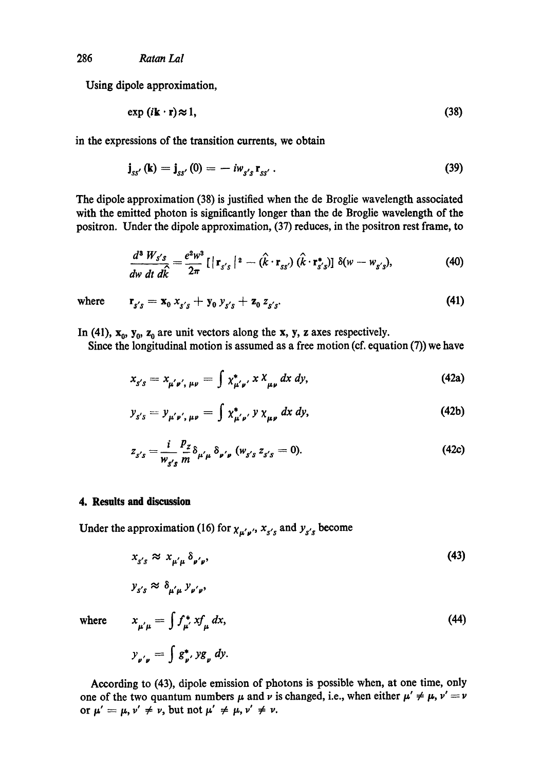Using dipole approximation,

$$\exp(i\mathbf{k}\cdot\mathbf{r}) \approx 1, \tag{38}$$

in the expressions of the transition currents, we obtain

$$\mathbf{j}_{ss'}(\mathbf{k}) = \mathbf{j}_{ss'}(0) = -iw_{s's}\mathbf{r}_{ss'}. \tag{39}$$

The dipole approximation (38) is justified when the de Broglie wavelength associated with the emitted photon is significantly longer than the de Broglie wavelength of the positron. Under the dipole approximation, (37) reduces, in the positron rest frame, to

$$\frac{d^3 W_{s's}}{dw\, dt\, d\hat{k}} = \frac{e^2 w^3}{2\pi}\left[|\mathbf{r}_{s's}|^2 - (\hat{k}\cdot\mathbf{r}_{ss'})(\hat{k}\cdot\mathbf{r}^*_{s's})\right]\delta(w - w_{s's}), \tag{40}$$

where $$\mathbf{r}_{s's} = \mathbf{x}_0 x_{s's} + \mathbf{y}_0 y_{s's} + \mathbf{z}_0 z_{s's}. \tag{41}$$

In (41), $\mathbf{x}_0$, $\mathbf{y}_0$, $\mathbf{z}_0$ are unit vectors along the $\mathbf{x}$, $\mathbf{y}$, $\mathbf{z}$ axes respectively.

Since the longitudinal motion is assumed as a free motion (cf. equation (7)) we have

$$x_{s's} = x_{\mu'\nu',\,\mu\nu} = \int \chi^*_{\mu'\nu'}\, x\, \chi_{\mu\nu}\, dx\, dy, \tag{42a}$$

$$y_{s's} = y_{\mu'\nu',\,\mu\nu} = \int \chi^*_{\mu'\nu'}\, y\, \chi_{\mu\nu}\, dx\, dy, \tag{42b}$$

$$z_{s's} = \frac{i}{w_{s's}}\frac{p_z}{m}\delta_{\mu'\mu}\,\delta_{\nu'\nu}\quad (w_{s's}\, z_{s's} = 0). \tag{42c}$$

## 4. Results and discussion

Under the approximation (16) for $\chi_{\mu'\nu'}$, $x_{s's}$ and $y_{s's}$ become

$$x_{s's} \approx x_{\mu'\mu}\,\delta_{\nu'\nu}, \tag{43}$$

$$y_{s's} \approx \delta_{\mu'\mu}\, y_{\nu'\nu},$$

where $$x_{\mu'\mu} = \int f^*_{\mu'}\, x f_{\mu}\, dx, \tag{44}$$

$$y_{\nu'\nu} = \int g^*_{\nu'}\, y g_{\nu}\, dy.$$

According to (43), dipole emission of photons is possible when, at one time, only one of the two quantum numbers $\mu$ and $\nu$ is changed, i.e., when either $\mu' \neq \mu$, $\nu' = \nu$ or $\mu' = \mu$, $\nu' \neq \nu$, but not $\mu' \neq \mu$, $\nu' \neq \nu$.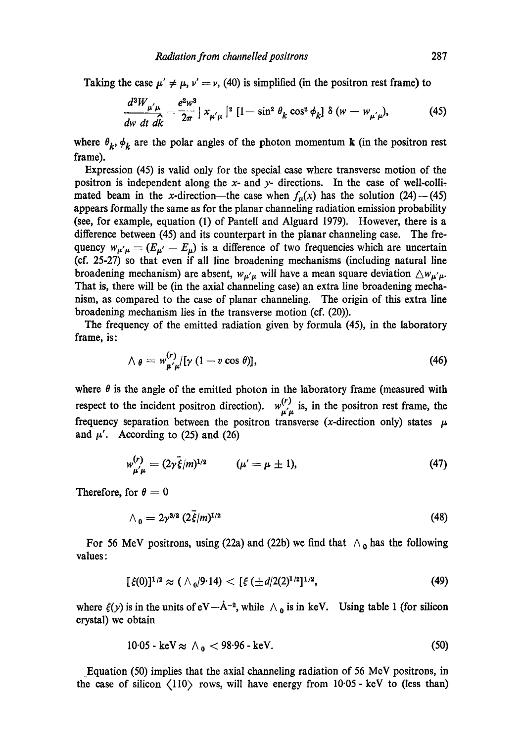Taking the case $\mu' \neq \mu$, $\nu' = \nu$, (40) is simplified (in the positron rest frame) to

$$\frac{d^3 W_{\mu'\mu}}{dw\, dt\, d\hat{k}} = \frac{e^2 w^3}{2\pi} \mid x_{\mu'\mu} \mid^2 [1 - \sin^2 \theta_k \cos^2 \phi_k] \, \delta \,(w - w_{\mu'\mu}), \tag{45}$$

where $\theta_k$, $\phi_k$ are the polar angles of the photon momentum **k** (in the positron rest frame).

Expression (45) is valid only for the special case where transverse motion of the positron is independent along the $x$- and $y$- directions. In the case of well-collimated beam in the $x$-direction—the case when $f_\mu(x)$ has the solution (24)—(45) appears formally the same as for the planar channeling radiation emission probability (see, for example, equation (1) of Pantell and Alguard 1979). However, there is a difference between (45) and its counterpart in the planar channeling case. The frequency $w_{\mu'\mu} = (E_{\mu'} - E_\mu)$ is a difference of two frequencies which are uncertain (cf. 25-27) so that even if all line broadening mechanisms (including natural line broadening mechanism) are absent, $w_{\mu'\mu}$ will have a mean square deviation $\triangle w_{\mu'\mu}$. That is, there will be (in the axial channeling case) an extra line broadening mechanism, as compared to the case of planar channeling. The origin of this extra line broadening mechanism lies in the transverse motion (cf. (20)).

The frequency of the emitted radiation given by formula (45), in the laboratory frame, is:

$$\wedge_\theta = w^{(r)}_{\mu'\mu} / [\gamma \,(1 - v \cos \theta)], \tag{46}$$

where $\theta$ is the angle of the emitted photon in the laboratory frame (measured with respect to the incident positron direction). $w^{(r)}_{\mu'\mu}$ is, in the positron rest frame, the frequency separation between the positron transverse ($x$-direction only) states $\mu$ and $\mu'$. According to (25) and (26)

$$w^{(r)}_{\mu'\mu} = (2\gamma \bar{\xi}/m)^{1/2} \qquad (\mu' = \mu \pm 1), \tag{47}$$

Therefore, for $\theta = 0$

$$\wedge_0 = 2\gamma^{3/2} \,(2\bar{\xi}/m)^{1/2} \tag{48}$$

For 56 MeV positrons, using (22a) and (22b) we find that $\wedge_0$ has the following values:

$$[\xi(0)]^{1/2} \approx (\wedge_0/9{\cdot}14) < [\xi\,(\pm d/2(2)^{1/2}]^{1/2}, \tag{49}$$

where $\xi(y)$ is in the units of eV—Å$^{-2}$, while $\wedge_0$ is in keV. Using table 1 (for silicon crystal) we obtain

$$10{\cdot}05\text{ - keV} \approx \wedge_0 < 98{\cdot}96\text{ - keV}. \tag{50}$$

Equation (50) implies that the axial channeling radiation of 56 MeV positrons, in the case of silicon $\langle 110 \rangle$ rows, will have energy from 10·05 - keV to (less than)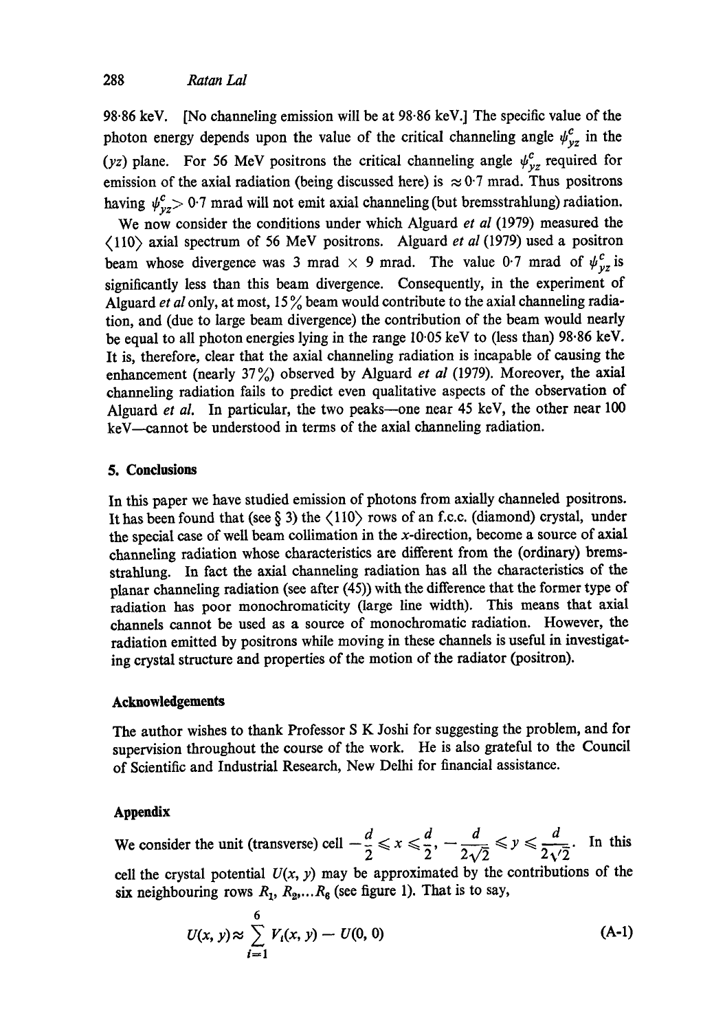98·86 keV. [No channeling emission will be at 98·86 keV.] The specific value of the photon energy depends upon the value of the critical channeling angle $\psi^c_{yz}$ in the ($yz$) plane. For 56 MeV positrons the critical channeling angle $\psi^c_{yz}$ required for emission of the axial radiation (being discussed here) is $\approx 0{\cdot}7$ mrad. Thus positrons having $\psi^c_{yz} > 0{\cdot}7$ mrad will not emit axial channeling (but bremsstrahlung) radiation.

We now consider the conditions under which Alguard *et al* (1979) measured the $\langle 110 \rangle$ axial spectrum of 56 MeV positrons. Alguard *et al* (1979) used a positron beam whose divergence was 3 mrad $\times$ 9 mrad. The value 0·7 mrad of $\psi^c_{yz}$ is significantly less than this beam divergence. Consequently, in the experiment of Alguard *et al* only, at most, 15% beam would contribute to the axial channeling radiation, and (due to large beam divergence) the contribution of the beam would nearly be equal to all photon energies lying in the range 10·05 keV to (less than) 98·86 keV. It is, therefore, clear that the axial channeling radiation is incapable of causing the enhancement (nearly 37%) observed by Alguard *et al* (1979). Moreover, the axial channeling radiation fails to predict even qualitative aspects of the observation of Alguard *et al.* In particular, the two peaks—one near 45 keV, the other near 100 keV—cannot be understood in terms of the axial channeling radiation.

## 5. Conclusions

In this paper we have studied emission of photons from axially channeled positrons. It has been found that (see § 3) the $\langle 110 \rangle$ rows of an f.c.c. (diamond) crystal, under the special case of well beam collimation in the $x$-direction, become a source of axial channeling radiation whose characteristics are different from the (ordinary) bremsstrahlung. In fact the axial channeling radiation has all the characteristics of the planar channeling radiation (see after (45)) with the difference that the former type of radiation has poor monochromaticity (large line width). This means that axial channels cannot be used as a source of monochromatic radiation. However, the radiation emitted by positrons while moving in these channels is useful in investigating crystal structure and properties of the motion of the radiator (positron).

### Acknowledgements

The author wishes to thank Professor S K Joshi for suggesting the problem, and for supervision throughout the course of the work. He is also grateful to the Council of Scientific and Industrial Research, New Delhi for financial assistance.

### Appendix

We consider the unit (transverse) cell $-\frac{d}{2} \leqslant x \leqslant \frac{d}{2}$, $-\frac{d}{2\sqrt{2}} \leqslant y \leqslant \frac{d}{2\sqrt{2}}$. In this cell the crystal potential $U(x, y)$ may be approximated by the contributions of the six neighbouring rows $R_1, R_2, \ldots R_6$ (see figure 1). That is to say,

$$U(x, y) \approx \sum_{i=1}^{6} V_i(x, y) - U(0, 0) \tag{A-1}$$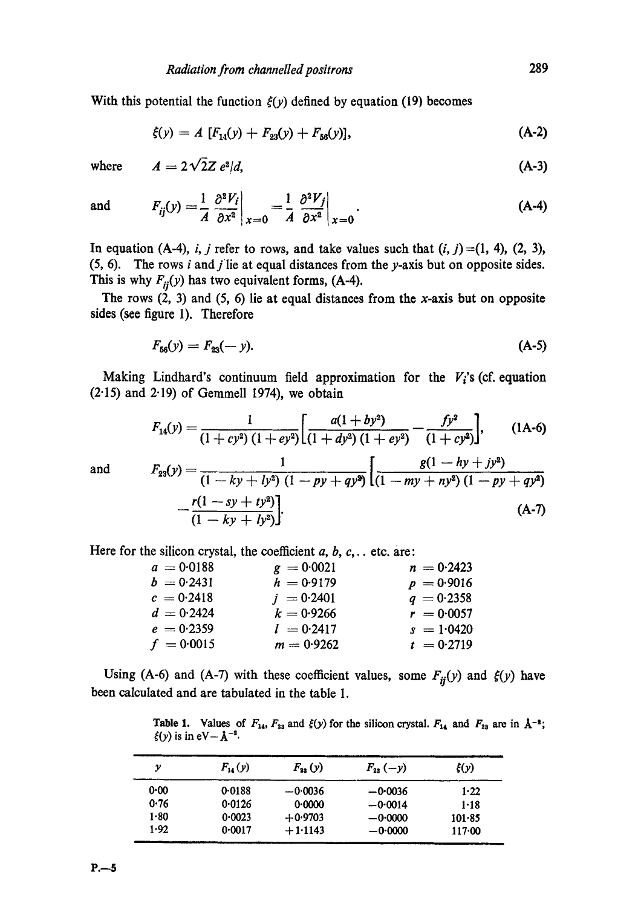With this potential the function $\xi(y)$ defined by equation (19) becomes

$$\xi(y) = A\ [F_{14}(y) + F_{23}(y) + F_{56}(y)], \tag{A-2}$$

where
$$A = 2\sqrt{2}Z\ e^2/d, \tag{A-3}$$

and
$$F_{ij}(y) = \frac{1}{A}\left.\frac{\partial^2 V_i}{\partial x^2}\right|_{x=0} = \frac{1}{A}\left.\frac{\partial^2 V_j}{\partial x^2}\right|_{x=0}. \tag{A-4}$$

In equation (A-4), $i, j$ refer to rows, and take values such that $(i, j) = (1, 4), (2, 3), (5, 6)$. The rows $i$ and $j$ lie at equal distances from the $y$-axis but on opposite sides. This is why $F_{ij}(y)$ has two equivalent forms, (A-4).

The rows (2, 3) and (5, 6) lie at equal distances from the $x$-axis but on opposite sides (see figure 1). Therefore

$$F_{56}(y) = F_{23}(-y). \tag{A-5}$$

Making Lindhard's continuum field approximation for the $V_i$'s (cf. equation (2·15) and 2·19) of Gemmell 1974), we obtain

$$F_{14}(y) = \frac{1}{(1+cy^2)(1+ey^2)}\left[\frac{a(1+by^2)}{(1+dy^2)(1+ey^2)} - \frac{fy^2}{(1+cy^2)}\right], \tag{1A-6}$$

and
$$F_{23}(y) = \frac{1}{(1-ky+ly^2)(1-py+qy^2)}\left[\frac{g(1-hy+jy^2)}{(1-my+ny^2)(1-py+qy^2)} - \frac{r(1-sy+ty^2)}{(1-ky+ly^2)}\right]. \tag{A-7}$$

Here for the silicon crystal, the coefficient $a, b, c, \ldots$ etc. are:

| | | |
|---|---|---|
| $a = 0{\cdot}0188$ | $g = 0{\cdot}0021$ | $n = 0{\cdot}2423$ |
| $b = 0{\cdot}2431$ | $h = 0{\cdot}9179$ | $p = 0{\cdot}9016$ |
| $c = 0{\cdot}2418$ | $j = 0{\cdot}2401$ | $q = 0{\cdot}2358$ |
| $d = 0{\cdot}2424$ | $k = 0{\cdot}9266$ | $r = 0{\cdot}0057$ |
| $e = 0{\cdot}2359$ | $l = 0{\cdot}2417$ | $s = 1{\cdot}0420$ |
| $f = 0{\cdot}0015$ | $m = 0{\cdot}9262$ | $t = 0{\cdot}2719$ |

Using (A-6) and (A-7) with these coefficient values, some $F_{ij}(y)$ and $\xi(y)$ have been calculated and are tabulated in the table 1.

**Table 1.** Values of $F_{14}$, $F_{23}$ and $\xi(y)$ for the silicon crystal. $F_{14}$ and $F_{23}$ are in Å$^{-2}$; $\xi(y)$ is in eV$-$Å$^{-2}$.

| $y$ | $F_{14}(y)$ | $F_{23}(y)$ | $F_{23}(-y)$ | $\xi(y)$ |
|---|---|---|---|---|
| 0·00 | 0·0188 | −0·0036 | −0·0036 | 1·22 |
| 0·76 | 0·0126 | 0·0000 | −0·0014 | 1·18 |
| 1·80 | 0·0023 | +0·9703 | −0·0000 | 101·85 |
| 1·92 | 0·0017 | +1·1143 | −0·0000 | 117·00 |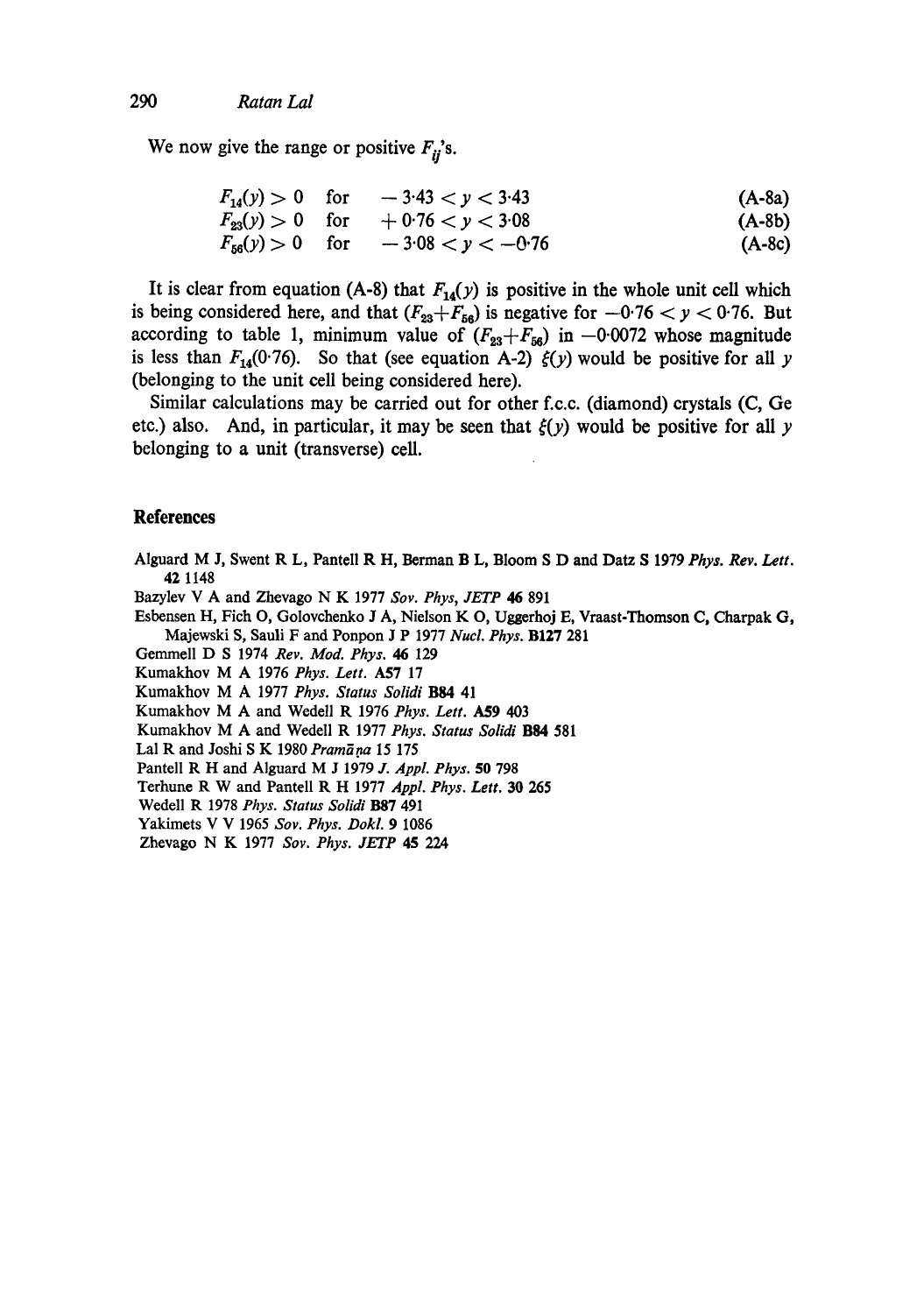We now give the range or positive $F_{ij}$'s.

$$F_{14}(y) > 0 \quad \text{for} \quad -3{\cdot}43 < y < 3{\cdot}43 \tag{A-8a}$$

$$F_{23}(y) > 0 \quad \text{for} \quad +0{\cdot}76 < y < 3{\cdot}08 \tag{A-8b}$$

$$F_{56}(y) > 0 \quad \text{for} \quad -3{\cdot}08 < y < -0{\cdot}76 \tag{A-8c}$$

It is clear from equation (A-8) that $F_{14}(y)$ is positive in the whole unit cell which is being considered here, and that $(F_{23}+F_{56})$ is negative for $-0{\cdot}76 < y < 0{\cdot}76$. But according to table 1, minimum value of $(F_{23}+F_{56})$ in $-0{\cdot}0072$ whose magnitude is less than $F_{14}(0{\cdot}76)$. So that (see equation A-2) $\xi(y)$ would be positive for all $y$ (belonging to the unit cell being considered here).

Similar calculations may be carried out for other f.c.c. (diamond) crystals (C, Ge etc.) also. And, in particular, it may be seen that $\xi(y)$ would be positive for all $y$ belonging to a unit (transverse) cell.

## References

Alguard M J, Swent R L, Pantell R H, Berman B L, Bloom S D and Datz S 1979 *Phys. Rev. Lett.* **42** 1148

Bazylev V A and Zhevago N K 1977 *Sov. Phys, JETP* **46** 891

Esbensen H, Fich O, Golovchenko J A, Nielson K O, Uggerhoj E, Vraast-Thomson C, Charpak G, Majewski S, Sauli F and Ponpon J P 1977 *Nucl. Phys.* **B127** 281

Gemmell D S 1974 *Rev. Mod. Phys.* **46** 129

Kumakhov M A 1976 *Phys. Lett.* **A57** 17

Kumakhov M A 1977 *Phys. Status Solidi* **B84** 41

Kumakhov M A and Wedell R 1976 *Phys. Lett.* **A59** 403

Kumakhov M A and Wedell R 1977 *Phys. Status Solidi* **B84** 581

Lal R and Joshi S K 1980 *Pramāṇa* **15** 175

Pantell R H and Alguard M J 1979 *J. Appl. Phys.* **50** 798

Terhune R W and Pantell R H 1977 *Appl. Phys. Lett.* **30** 265

Wedell R 1978 *Phys. Status Solidi* **B87** 491

Yakimets V V 1965 *Sov. Phys. Dokl.* **9** 1086

Zhevago N K 1977 *Sov. Phys. JETP* **45** 224